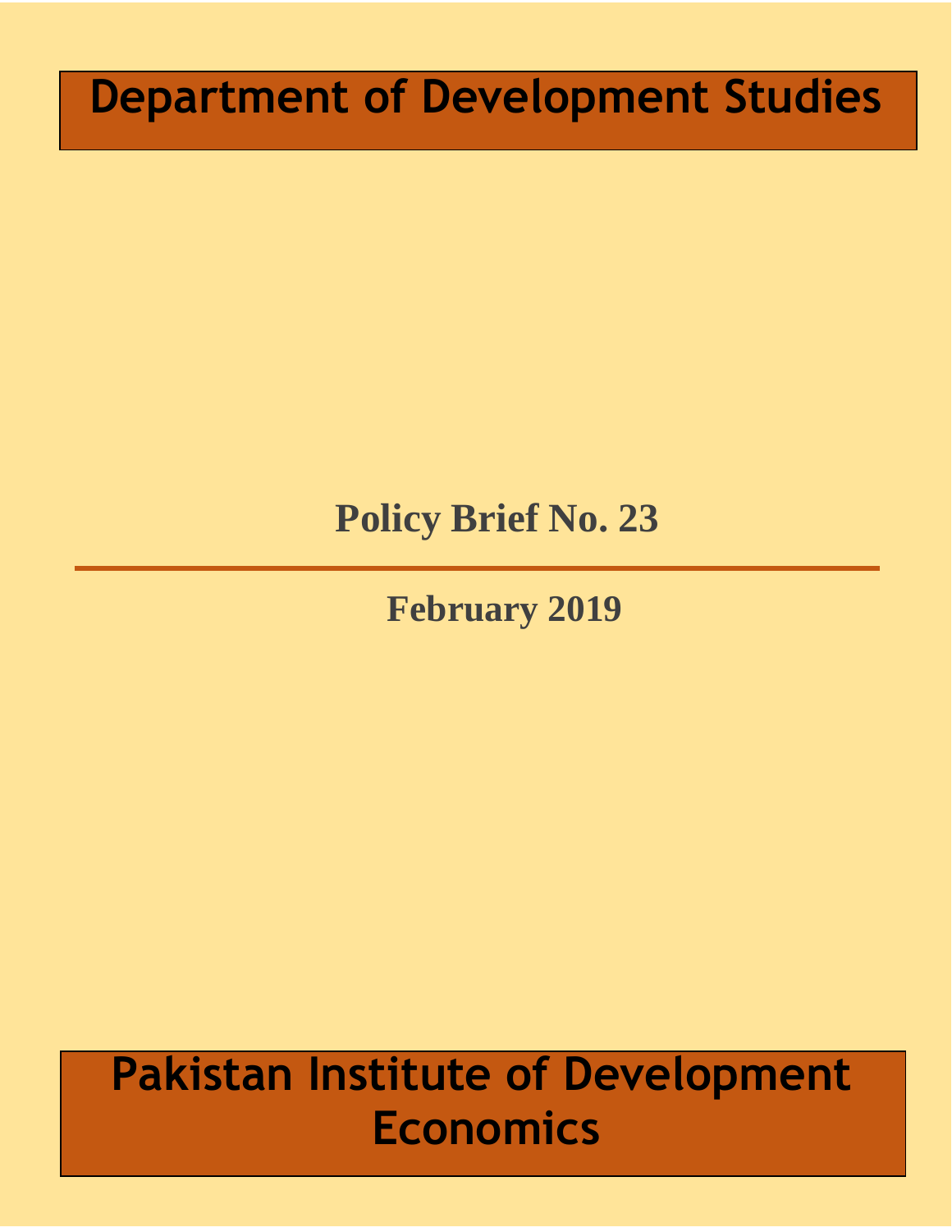# Department of Development Studies

## Policy Brief No. 23

---

**February 2019**

# Pakistan Institute of Development Economics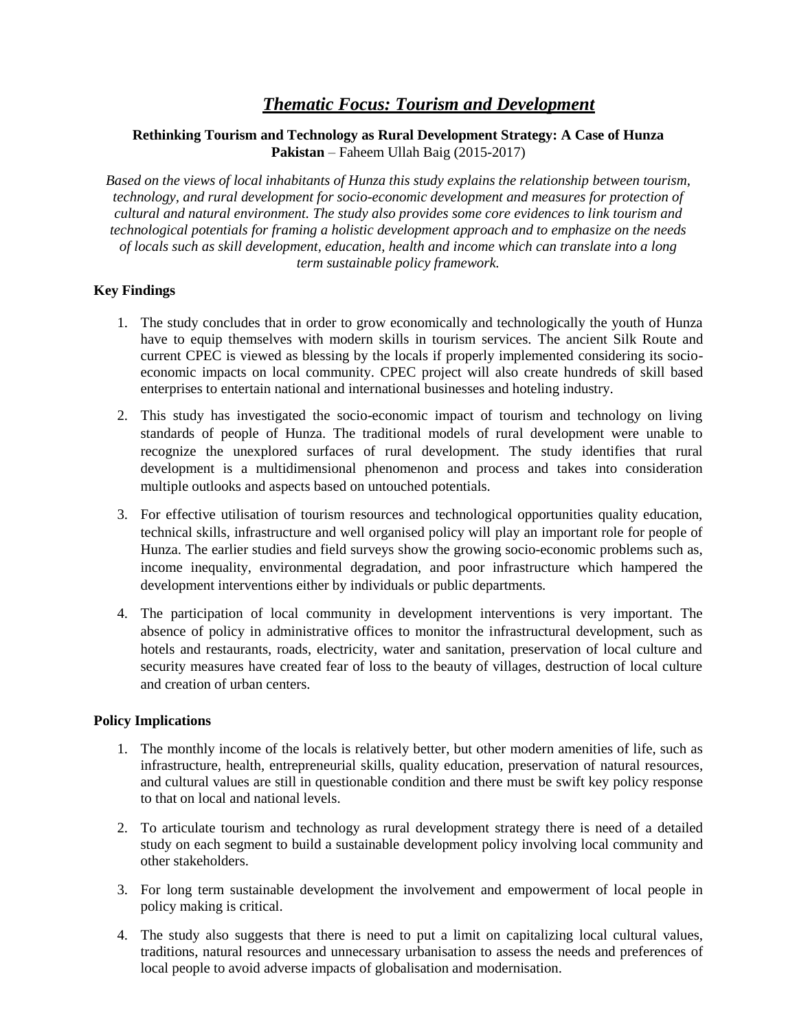# ***Thematic Focus: Tourism and Development***

**Rethinking Tourism and Technology as Rural Development Strategy: A Case of Hunza Pakistan** – Faheem Ullah Baig (2015-2017)

*Based on the views of local inhabitants of Hunza this study explains the relationship between tourism, technology, and rural development for socio-economic development and measures for protection of cultural and natural environment. The study also provides some core evidences to link tourism and technological potentials for framing a holistic development approach and to emphasize on the needs of locals such as skill development, education, health and income which can translate into a long term sustainable policy framework.*

### Key Findings

1. The study concludes that in order to grow economically and technologically the youth of Hunza have to equip themselves with modern skills in tourism services. The ancient Silk Route and current CPEC is viewed as blessing by the locals if properly implemented considering its socio-economic impacts on local community. CPEC project will also create hundreds of skill based enterprises to entertain national and international businesses and hoteling industry.

2. This study has investigated the socio-economic impact of tourism and technology on living standards of people of Hunza. The traditional models of rural development were unable to recognize the unexplored surfaces of rural development. The study identifies that rural development is a multidimensional phenomenon and process and takes into consideration multiple outlooks and aspects based on untouched potentials.

3. For effective utilisation of tourism resources and technological opportunities quality education, technical skills, infrastructure and well organised policy will play an important role for people of Hunza. The earlier studies and field surveys show the growing socio-economic problems such as, income inequality, environmental degradation, and poor infrastructure which hampered the development interventions either by individuals or public departments.

4. The participation of local community in development interventions is very important. The absence of policy in administrative offices to monitor the infrastructural development, such as hotels and restaurants, roads, electricity, water and sanitation, preservation of local culture and security measures have created fear of loss to the beauty of villages, destruction of local culture and creation of urban centers.

### Policy Implications

1. The monthly income of the locals is relatively better, but other modern amenities of life, such as infrastructure, health, entrepreneurial skills, quality education, preservation of natural resources, and cultural values are still in questionable condition and there must be swift key policy response to that on local and national levels.

2. To articulate tourism and technology as rural development strategy there is need of a detailed study on each segment to build a sustainable development policy involving local community and other stakeholders.

3. For long term sustainable development the involvement and empowerment of local people in policy making is critical.

4. The study also suggests that there is need to put a limit on capitalizing local cultural values, traditions, natural resources and unnecessary urbanisation to assess the needs and preferences of local people to avoid adverse impacts of globalisation and modernisation.